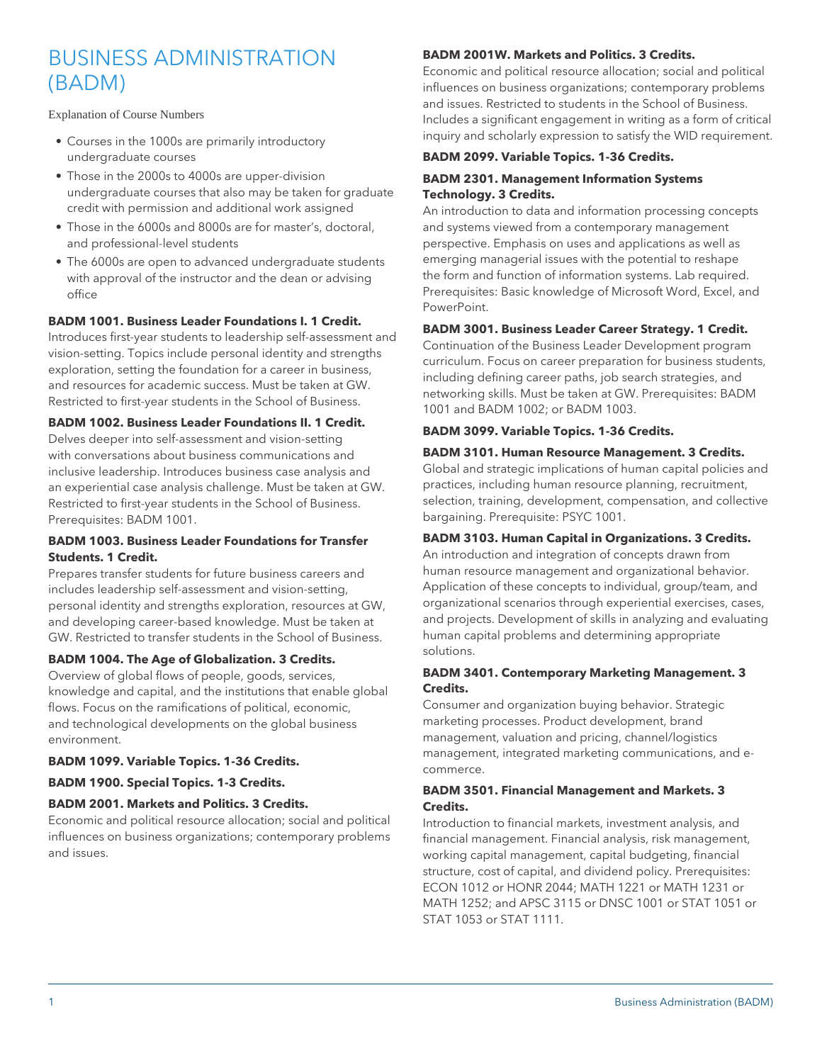# BUSINESS ADMINISTRATION (BADM)

Explanation of Course Numbers

- Courses in the 1000s are primarily introductory undergraduate courses
- Those in the 2000s to 4000s are upper-division undergraduate courses that also may be taken for graduate credit with permission and additional work assigned
- Those in the 6000s and 8000s are for master's, doctoral, and professional-level students
- The 6000s are open to advanced undergraduate students with approval of the instructor and the dean or advising office

**BADM 1001. Business Leader Foundations I. 1 Credit.**
Introduces first-year students to leadership self-assessment and vision-setting. Topics include personal identity and strengths exploration, setting the foundation for a career in business, and resources for academic success. Must be taken at GW. Restricted to first-year students in the School of Business.

**BADM 1002. Business Leader Foundations II. 1 Credit.**
Delves deeper into self-assessment and vision-setting with conversations about business communications and inclusive leadership. Introduces business case analysis and an experiential case analysis challenge. Must be taken at GW. Restricted to first-year students in the School of Business. Prerequisites: BADM 1001.

**BADM 1003. Business Leader Foundations for Transfer Students. 1 Credit.**
Prepares transfer students for future business careers and includes leadership self-assessment and vision-setting, personal identity and strengths exploration, resources at GW, and developing career-based knowledge. Must be taken at GW. Restricted to transfer students in the School of Business.

**BADM 1004. The Age of Globalization. 3 Credits.**
Overview of global flows of people, goods, services, knowledge and capital, and the institutions that enable global flows. Focus on the ramifications of political, economic, and technological developments on the global business environment.

**BADM 1099. Variable Topics. 1-36 Credits.**

**BADM 1900. Special Topics. 1-3 Credits.**

**BADM 2001. Markets and Politics. 3 Credits.**
Economic and political resource allocation; social and political influences on business organizations; contemporary problems and issues.

**BADM 2001W. Markets and Politics. 3 Credits.**
Economic and political resource allocation; social and political influences on business organizations; contemporary problems and issues. Restricted to students in the School of Business. Includes a significant engagement in writing as a form of critical inquiry and scholarly expression to satisfy the WID requirement.

**BADM 2099. Variable Topics. 1-36 Credits.**

**BADM 2301. Management Information Systems Technology. 3 Credits.**
An introduction to data and information processing concepts and systems viewed from a contemporary management perspective. Emphasis on uses and applications as well as emerging managerial issues with the potential to reshape the form and function of information systems. Lab required. Prerequisites: Basic knowledge of Microsoft Word, Excel, and PowerPoint.

**BADM 3001. Business Leader Career Strategy. 1 Credit.**
Continuation of the Business Leader Development program curriculum. Focus on career preparation for business students, including defining career paths, job search strategies, and networking skills. Must be taken at GW. Prerequisites: BADM 1001 and BADM 1002; or BADM 1003.

**BADM 3099. Variable Topics. 1-36 Credits.**

**BADM 3101. Human Resource Management. 3 Credits.**
Global and strategic implications of human capital policies and practices, including human resource planning, recruitment, selection, training, development, compensation, and collective bargaining. Prerequisite: PSYC 1001.

**BADM 3103. Human Capital in Organizations. 3 Credits.**
An introduction and integration of concepts drawn from human resource management and organizational behavior. Application of these concepts to individual, group/team, and organizational scenarios through experiential exercises, cases, and projects. Development of skills in analyzing and evaluating human capital problems and determining appropriate solutions.

**BADM 3401. Contemporary Marketing Management. 3 Credits.**
Consumer and organization buying behavior. Strategic marketing processes. Product development, brand management, valuation and pricing, channel/logistics management, integrated marketing communications, and e-commerce.

**BADM 3501. Financial Management and Markets. 3 Credits.**
Introduction to financial markets, investment analysis, and financial management. Financial analysis, risk management, working capital management, capital budgeting, financial structure, cost of capital, and dividend policy. Prerequisites: ECON 1012 or HONR 2044; MATH 1221 or MATH 1231 or MATH 1252; and APSC 3115 or DNSC 1001 or STAT 1051 or STAT 1053 or STAT 1111.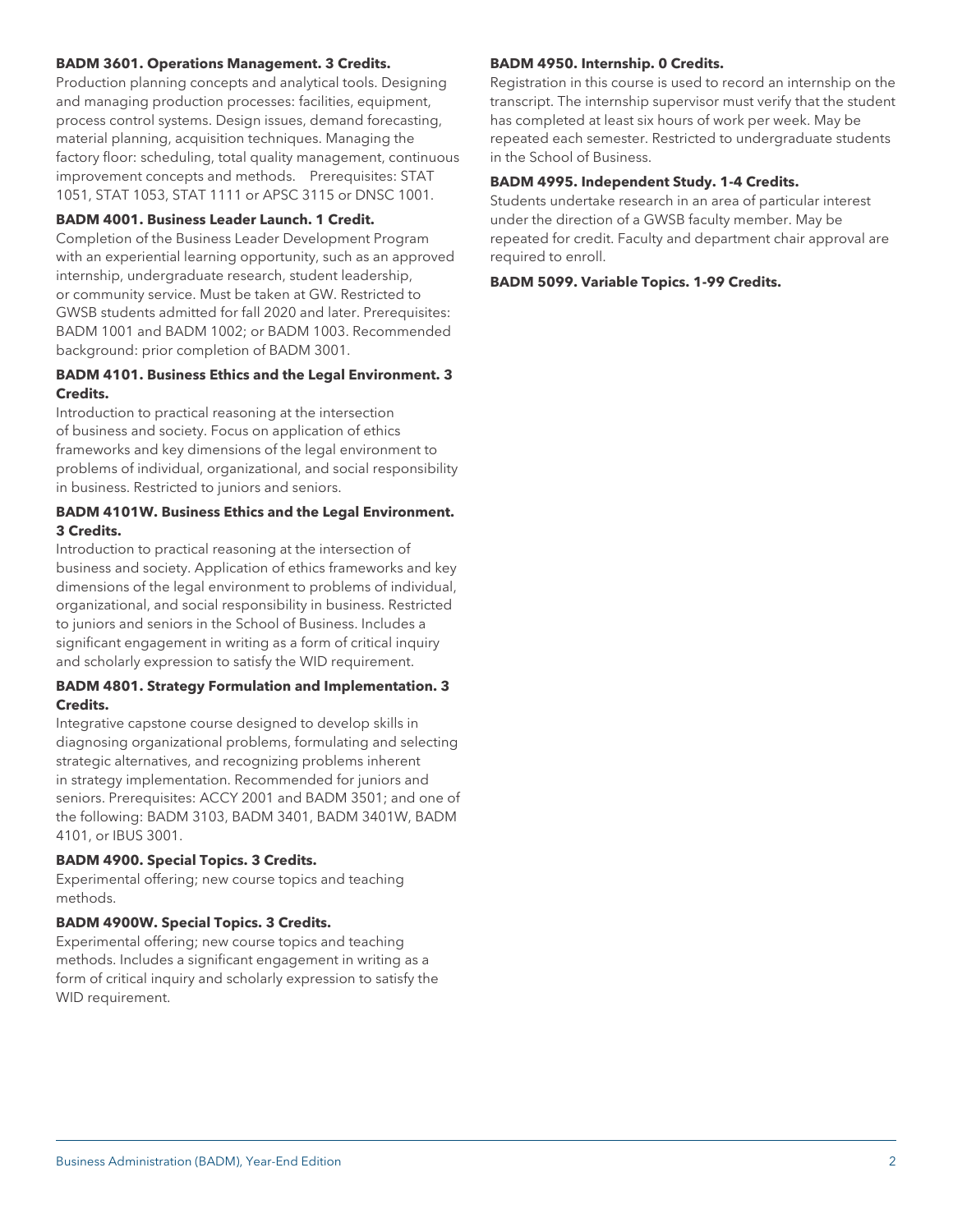**BADM 3601. Operations Management. 3 Credits.**

Production planning concepts and analytical tools. Designing and managing production processes: facilities, equipment, process control systems. Design issues, demand forecasting, material planning, acquisition techniques. Managing the factory floor: scheduling, total quality management, continuous improvement concepts and methods. Prerequisites: STAT 1051, STAT 1053, STAT 1111 or APSC 3115 or DNSC 1001.

**BADM 4001. Business Leader Launch. 1 Credit.**

Completion of the Business Leader Development Program with an experiential learning opportunity, such as an approved internship, undergraduate research, student leadership, or community service. Must be taken at GW. Restricted to GWSB students admitted for fall 2020 and later. Prerequisites: BADM 1001 and BADM 1002; or BADM 1003. Recommended background: prior completion of BADM 3001.

**BADM 4101. Business Ethics and the Legal Environment. 3 Credits.**

Introduction to practical reasoning at the intersection of business and society. Focus on application of ethics frameworks and key dimensions of the legal environment to problems of individual, organizational, and social responsibility in business. Restricted to juniors and seniors.

**BADM 4101W. Business Ethics and the Legal Environment. 3 Credits.**

Introduction to practical reasoning at the intersection of business and society. Application of ethics frameworks and key dimensions of the legal environment to problems of individual, organizational, and social responsibility in business. Restricted to juniors and seniors in the School of Business. Includes a significant engagement in writing as a form of critical inquiry and scholarly expression to satisfy the WID requirement.

**BADM 4801. Strategy Formulation and Implementation. 3 Credits.**

Integrative capstone course designed to develop skills in diagnosing organizational problems, formulating and selecting strategic alternatives, and recognizing problems inherent in strategy implementation. Recommended for juniors and seniors. Prerequisites: ACCY 2001 and BADM 3501; and one of the following: BADM 3103, BADM 3401, BADM 3401W, BADM 4101, or IBUS 3001.

**BADM 4900. Special Topics. 3 Credits.**

Experimental offering; new course topics and teaching methods.

**BADM 4900W. Special Topics. 3 Credits.**

Experimental offering; new course topics and teaching methods. Includes a significant engagement in writing as a form of critical inquiry and scholarly expression to satisfy the WID requirement.

**BADM 4950. Internship. 0 Credits.**

Registration in this course is used to record an internship on the transcript. The internship supervisor must verify that the student has completed at least six hours of work per week. May be repeated each semester. Restricted to undergraduate students in the School of Business.

**BADM 4995. Independent Study. 1-4 Credits.**

Students undertake research in an area of particular interest under the direction of a GWSB faculty member. May be repeated for credit. Faculty and department chair approval are required to enroll.

**BADM 5099. Variable Topics. 1-99 Credits.**